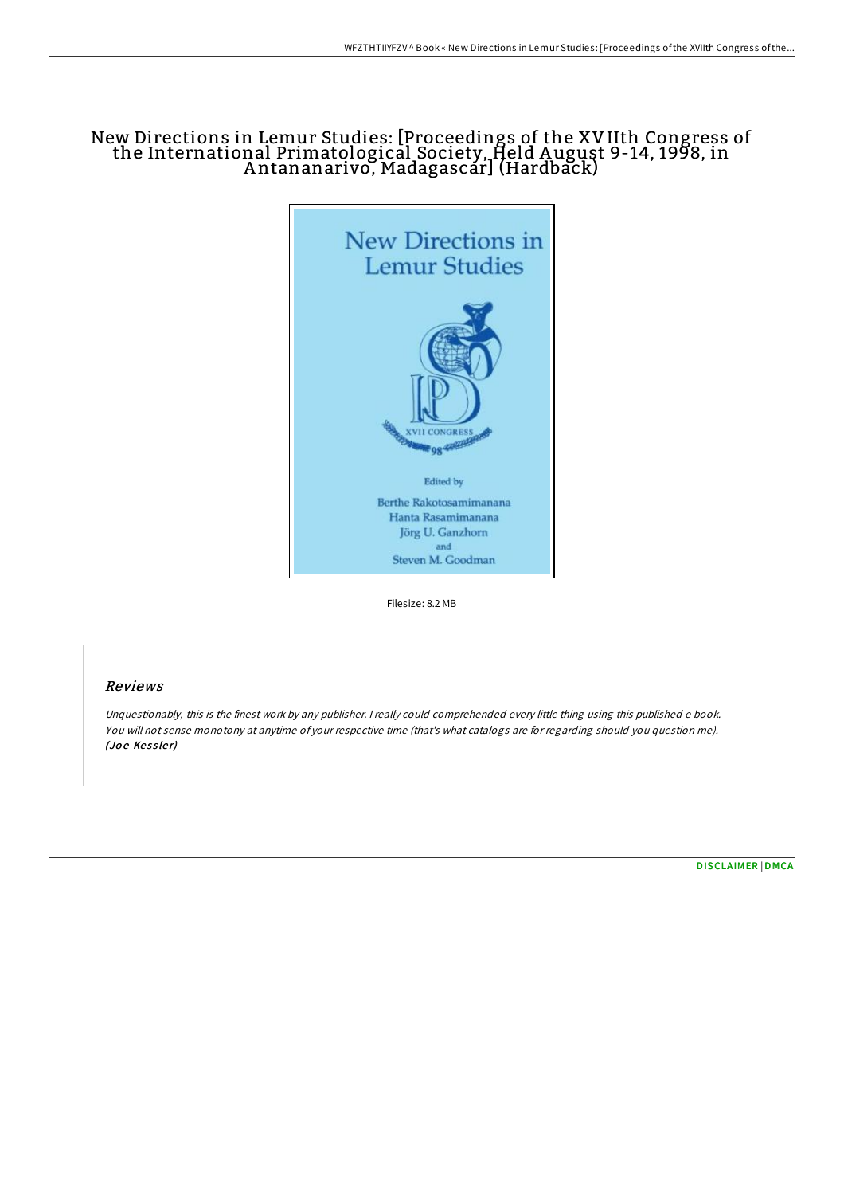# New Directions in Lemur Studies: [Proceedings of the XVIIth Congress of the International Primatological Society, Held August 9-14, 1998, in Antananarivo, Madagascar] (Hardback)

New Directions in Lemur Studies

XVII CONGRESS

98

Edited by

Berthe Rakotosamimanana
Hanta Rasamimanana
Jörg U. Ganzhorn
and
Steven M. Goodman

Filesize: 8.2 MB

## Reviews

*Unquestionably, this is the finest work by any publisher. I really could comprehended every little thing using this published e book. You will not sense monotony at anytime of your respective time (that's what catalogs are for regarding should you question me).*
***(Joe Kessler)***

DISCLAIMER | DMCA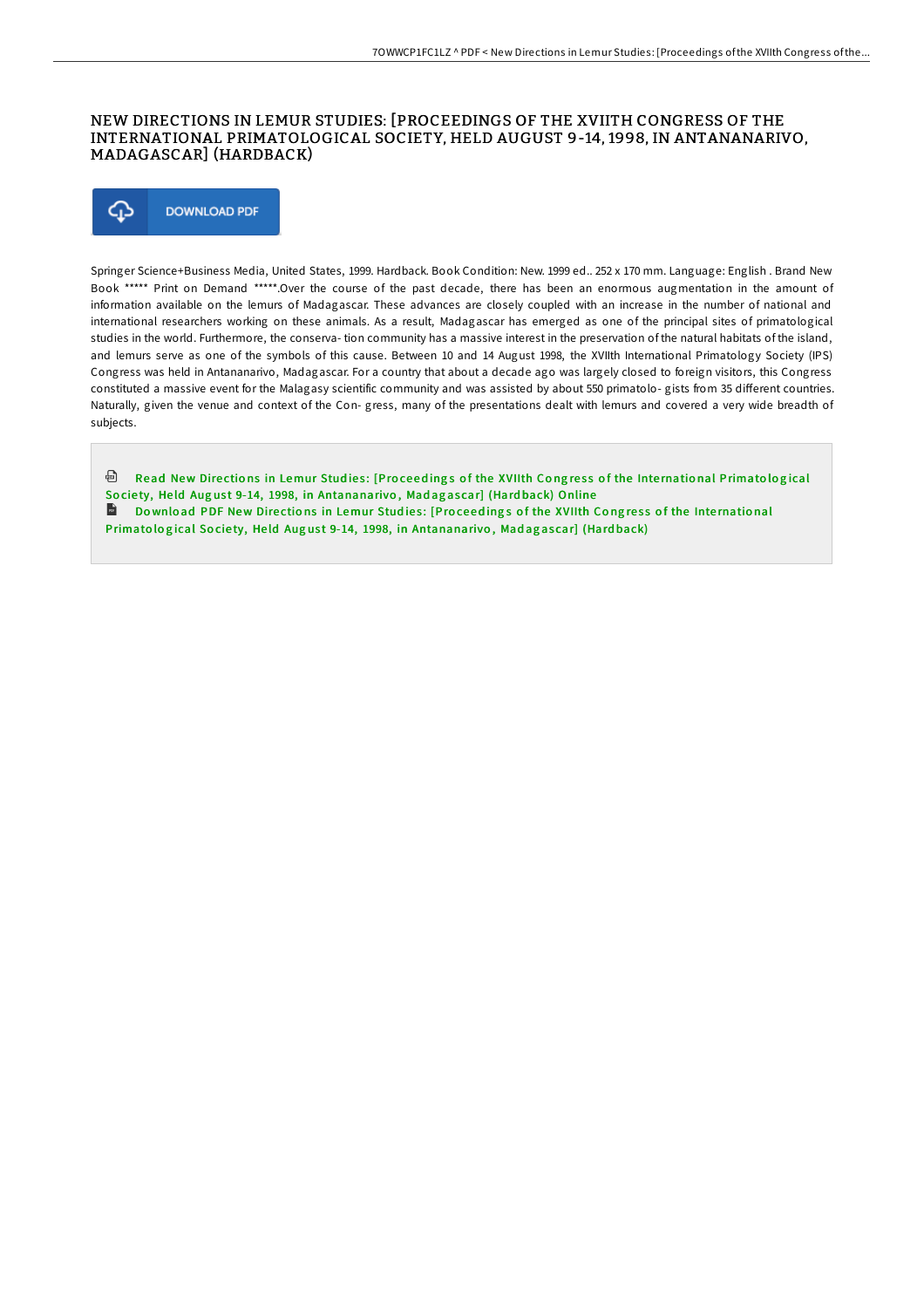# NEW DIRECTIONS IN LEMUR STUDIES: [PROCEEDINGS OF THE XVIITH CONGRESS OF THE INTERNATIONAL PRIMATOLOGICAL SOCIETY, HELD AUGUST 9-14, 1998, IN ANTANANARIVO, MADAGASCAR] (HARDBACK)

DOWNLOAD PDF

Springer Science+Business Media, United States, 1999. Hardback. Book Condition: New. 1999 ed.. 252 x 170 mm. Language: English . Brand New Book ***** Print on Demand *****.Over the course of the past decade, there has been an enormous augmentation in the amount of information available on the lemurs of Madagascar. These advances are closely coupled with an increase in the number of national and international researchers working on these animals. As a result, Madagascar has emerged as one of the principal sites of primatological studies in the world. Furthermore, the conserva- tion community has a massive interest in the preservation of the natural habitats of the island, and lemurs serve as one of the symbols of this cause. Between 10 and 14 August 1998, the XVIIth International Primatology Society (IPS) Congress was held in Antananarivo, Madagascar. For a country that about a decade ago was largely closed to foreign visitors, this Congress constituted a massive event for the Malagasy scientific community and was assisted by about 550 primatolo- gists from 35 different countries. Naturally, given the venue and context of the Con- gress, many of the presentations dealt with lemurs and covered a very wide breadth of subjects.

Read New Directions in Lemur Studies: [Proceedings of the XVIIth Congress of the International Primatological Society, Held August 9-14, 1998, in Antananarivo, Madagascar] (Hardback) Online

Download PDF New Directions in Lemur Studies: [Proceedings of the XVIIth Congress of the International Primatological Society, Held August 9-14, 1998, in Antananarivo, Madagascar] (Hardback)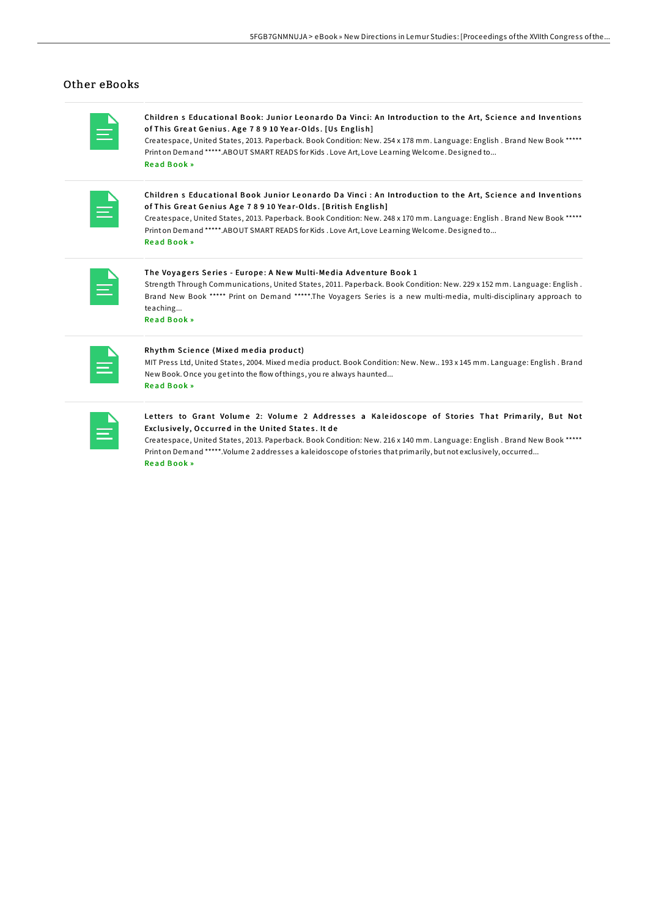## Other eBooks

**Children s Educational Book: Junior Leonardo Da Vinci: An Introduction to the Art, Science and Inventions of This Great Genius. Age 7 8 9 10 Year-Olds. [Us English]**

Createspace, United States, 2013. Paperback. Book Condition: New. 254 x 178 mm. Language: English . Brand New Book ***** Print on Demand *****.ABOUT SMART READS for Kids . Love Art, Love Learning Welcome. Designed to...

Read Book »

**Children s Educational Book Junior Leonardo Da Vinci : An Introduction to the Art, Science and Inventions of This Great Genius Age 7 8 9 10 Year-Olds. [British English]**

Createspace, United States, 2013. Paperback. Book Condition: New. 248 x 170 mm. Language: English . Brand New Book ***** Print on Demand *****.ABOUT SMART READS for Kids . Love Art, Love Learning Welcome. Designed to...

Read Book »

**The Voyagers Series - Europe: A New Multi-Media Adventure Book 1**

Strength Through Communications, United States, 2011. Paperback. Book Condition: New. 229 x 152 mm. Language: English . Brand New Book ***** Print on Demand *****.The Voyagers Series is a new multi-media, multi-disciplinary approach to teaching...

Read Book »

**Rhythm Science (Mixed media product)**

MIT Press Ltd, United States, 2004. Mixed media product. Book Condition: New. New.. 193 x 145 mm. Language: English . Brand New Book. Once you get into the flow of things, you re always haunted...

Read Book »

**Letters to Grant Volume 2: Volume 2 Addresses a Kaleidoscope of Stories That Primarily, But Not Exclusively, Occurred in the United States. It de**

Createspace, United States, 2013. Paperback. Book Condition: New. 216 x 140 mm. Language: English . Brand New Book ***** Print on Demand *****.Volume 2 addresses a kaleidoscope of stories that primarily, but not exclusively, occurred...

Read Book »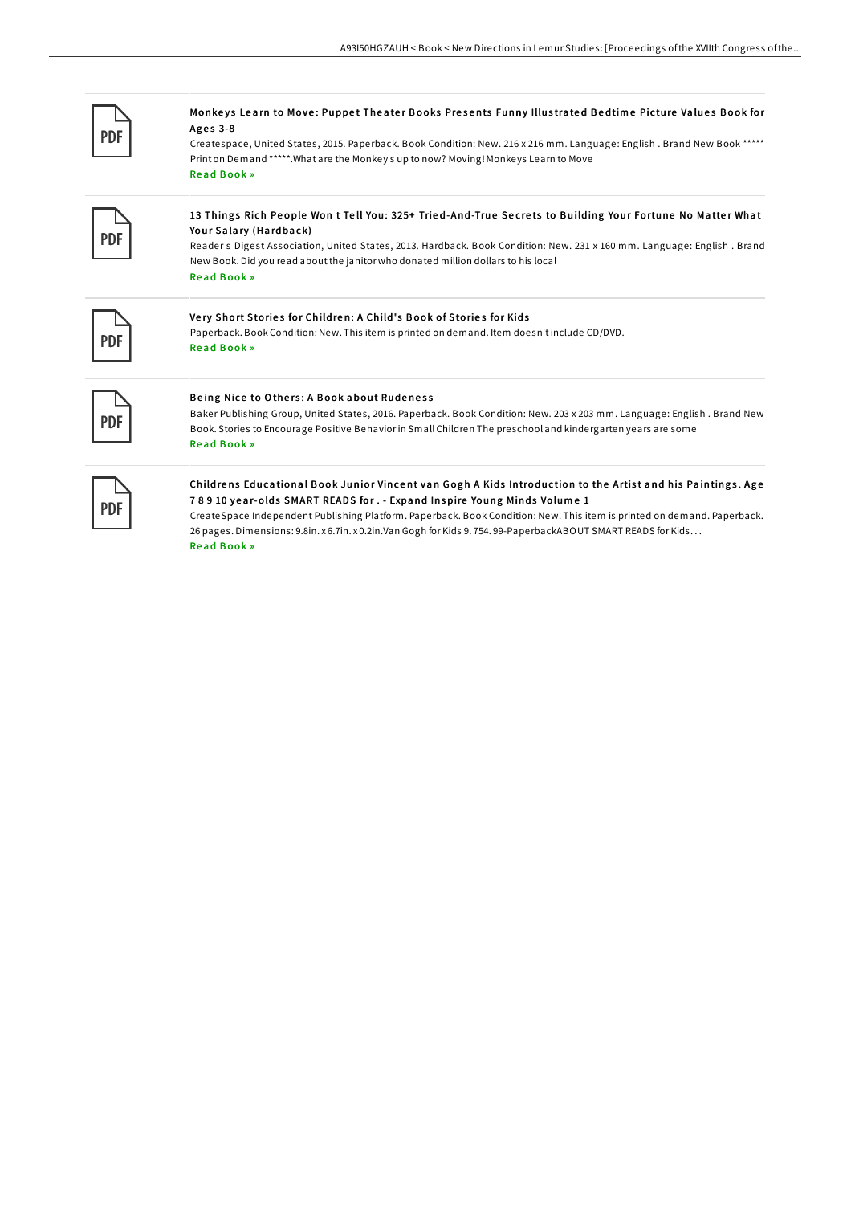**Monkeys Learn to Move: Puppet Theater Books Presents Funny Illustrated Bedtime Picture Values Book for Ages 3-8**

Createspace, United States, 2015. Paperback. Book Condition: New. 216 x 216 mm. Language: English . Brand New Book ***** Print on Demand *****.What are the Monkey s up to now? Moving! Monkeys Learn to Move

Read Book »

**13 Things Rich People Won t Tell You: 325+ Tried-And-True Secrets to Building Your Fortune No Matter What Your Salary (Hardback)**

Reader s Digest Association, United States, 2013. Hardback. Book Condition: New. 231 x 160 mm. Language: English . Brand New Book. Did you read about the janitor who donated million dollars to his local

Read Book »

**Very Short Stories for Children: A Child's Book of Stories for Kids**

Paperback. Book Condition: New. This item is printed on demand. Item doesn't include CD/DVD.

Read Book »

**Being Nice to Others: A Book about Rudeness**

Baker Publishing Group, United States, 2016. Paperback. Book Condition: New. 203 x 203 mm. Language: English . Brand New Book. Stories to Encourage Positive Behavior in Small Children The preschool and kindergarten years are some

Read Book »

**Childrens Educational Book Junior Vincent van Gogh A Kids Introduction to the Artist and his Paintings. Age 7 8 9 10 year-olds SMART READS for . - Expand Inspire Young Minds Volume 1**

CreateSpace Independent Publishing Platform. Paperback. Book Condition: New. This item is printed on demand. Paperback. 26 pages. Dimensions: 9.8in. x 6.7in. x 0.2in.Van Gogh for Kids 9. 754. 99-PaperbackABOUT SMART READS for Kids. . .

Read Book »